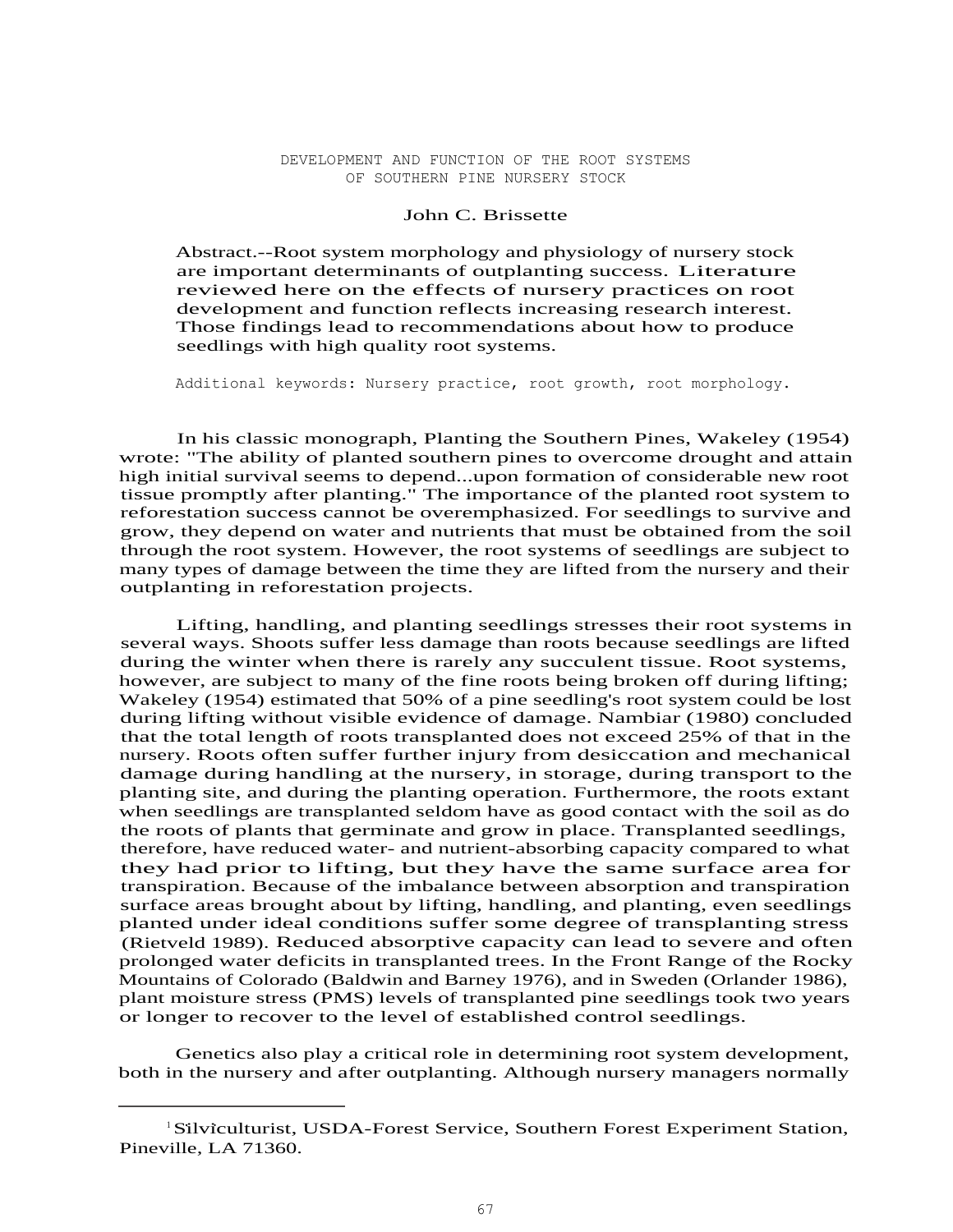# DEVELOPMENT AND FUNCTION OF THE ROOT SYSTEMS OF SOUTHERN PINE NURSERY STOCK

John C. Brissette

Abstract.--Root system morphology and physiology of nursery stock are important determinants of outplanting success. Literature reviewed here on the effects of nursery practices on root development and function reflects increasing research interest. Those findings lead to recommendations about how to produce seedlings with high quality root systems.

Additional keywords: Nursery practice, root growth, root morphology.

In his classic monograph, Planting the Southern Pines, Wakeley (1954) wrote: "The ability of planted southern pines to overcome drought and attain high initial survival seems to depend...upon formation of considerable new root tissue promptly after planting." The importance of the planted root system to reforestation success cannot be overemphasized. For seedlings to survive and grow, they depend on water and nutrients that must be obtained from the soil through the root system. However, the root systems of seedlings are subject to many types of damage between the time they are lifted from the nursery and their outplanting in reforestation projects.

Lifting, handling, and planting seedlings stresses their root systems in several ways. Shoots suffer less damage than roots because seedlings are lifted during the winter when there is rarely any succulent tissue. Root systems, however, are subject to many of the fine roots being broken off during lifting; Wakeley (1954) estimated that 50% of a pine seedling's root system could be lost during lifting without visible evidence of damage. Nambiar (1980) concluded that the total length of roots transplanted does not exceed 25% of that in the nursery. Roots often suffer further injury from desiccation and mechanical damage during handling at the nursery, in storage, during transport to the planting site, and during the planting operation. Furthermore, the roots extant when seedlings are transplanted seldom have as good contact with the soil as do the roots of plants that germinate and grow in place. Transplanted seedlings, therefore, have reduced water- and nutrient-absorbing capacity compared to what they had prior to lifting, but they have the same surface area for transpiration. Because of the imbalance between absorption and transpiration surface areas brought about by lifting, handling, and planting, even seedlings planted under ideal conditions suffer some degree of transplanting stress (Rietveld 1989). Reduced absorptive capacity can lead to severe and often prolonged water deficits in transplanted trees. In the Front Range of the Rocky Mountains of Colorado (Baldwin and Barney 1976), and in Sweden (Orlander 1986), plant moisture stress (PMS) levels of transplanted pine seedlings took two years or longer to recover to the level of established control seedlings.

Genetics also play a critical role in determining root system development, both in the nursery and after outplanting. Although nursery managers normally

---

[1] Silviculturist, USDA-Forest Service, Southern Forest Experiment Station, Pineville, LA 71360.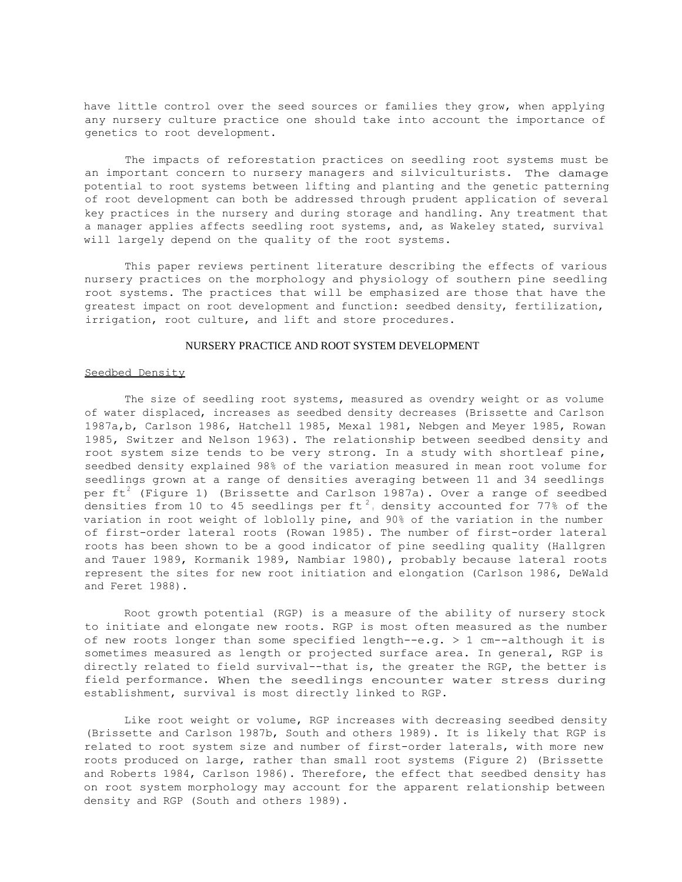have little control over the seed sources or families they grow, when applying any nursery culture practice one should take into account the importance of genetics to root development.

The impacts of reforestation practices on seedling root systems must be an important concern to nursery managers and silviculturists. The damage potential to root systems between lifting and planting and the genetic patterning of root development can both be addressed through prudent application of several key practices in the nursery and during storage and handling. Any treatment that a manager applies affects seedling root systems, and, as Wakeley stated, survival will largely depend on the quality of the root systems.

This paper reviews pertinent literature describing the effects of various nursery practices on the morphology and physiology of southern pine seedling root systems. The practices that will be emphasized are those that have the greatest impact on root development and function: seedbed density, fertilization, irrigation, root culture, and lift and store procedures.

## NURSERY PRACTICE AND ROOT SYSTEM DEVELOPMENT

### Seedbed Density

The size of seedling root systems, measured as ovendry weight or as volume of water displaced, increases as seedbed density decreases (Brissette and Carlson 1987a,b, Carlson 1986, Hatchell 1985, Mexal 1981, Nebgen and Meyer 1985, Rowan 1985, Switzer and Nelson 1963). The relationship between seedbed density and root system size tends to be very strong. In a study with shortleaf pine, seedbed density explained 98% of the variation measured in mean root volume for seedlings grown at a range of densities averaging between 11 and 34 seedlings per $ft^2$ (Figure 1) (Brissette and Carlson 1987a). Over a range of seedbed densities from 10 to 45 seedlings per $ft^2$, density accounted for 77% of the variation in root weight of loblolly pine, and 90% of the variation in the number of first-order lateral roots (Rowan 1985). The number of first-order lateral roots has been shown to be a good indicator of pine seedling quality (Hallgren and Tauer 1989, Kormanik 1989, Nambiar 1980), probably because lateral roots represent the sites for new root initiation and elongation (Carlson 1986, DeWald and Feret 1988).

Root growth potential (RGP) is a measure of the ability of nursery stock to initiate and elongate new roots. RGP is most often measured as the number of new roots longer than some specified length--e.g. > 1 cm--although it is sometimes measured as length or projected surface area. In general, RGP is directly related to field survival--that is, the greater the RGP, the better is field performance. When the seedlings encounter water stress during establishment, survival is most directly linked to RGP.

Like root weight or volume, RGP increases with decreasing seedbed density (Brissette and Carlson 1987b, South and others 1989). It is likely that RGP is related to root system size and number of first-order laterals, with more new roots produced on large, rather than small root systems (Figure 2) (Brissette and Roberts 1984, Carlson 1986). Therefore, the effect that seedbed density has on root system morphology may account for the apparent relationship between density and RGP (South and others 1989).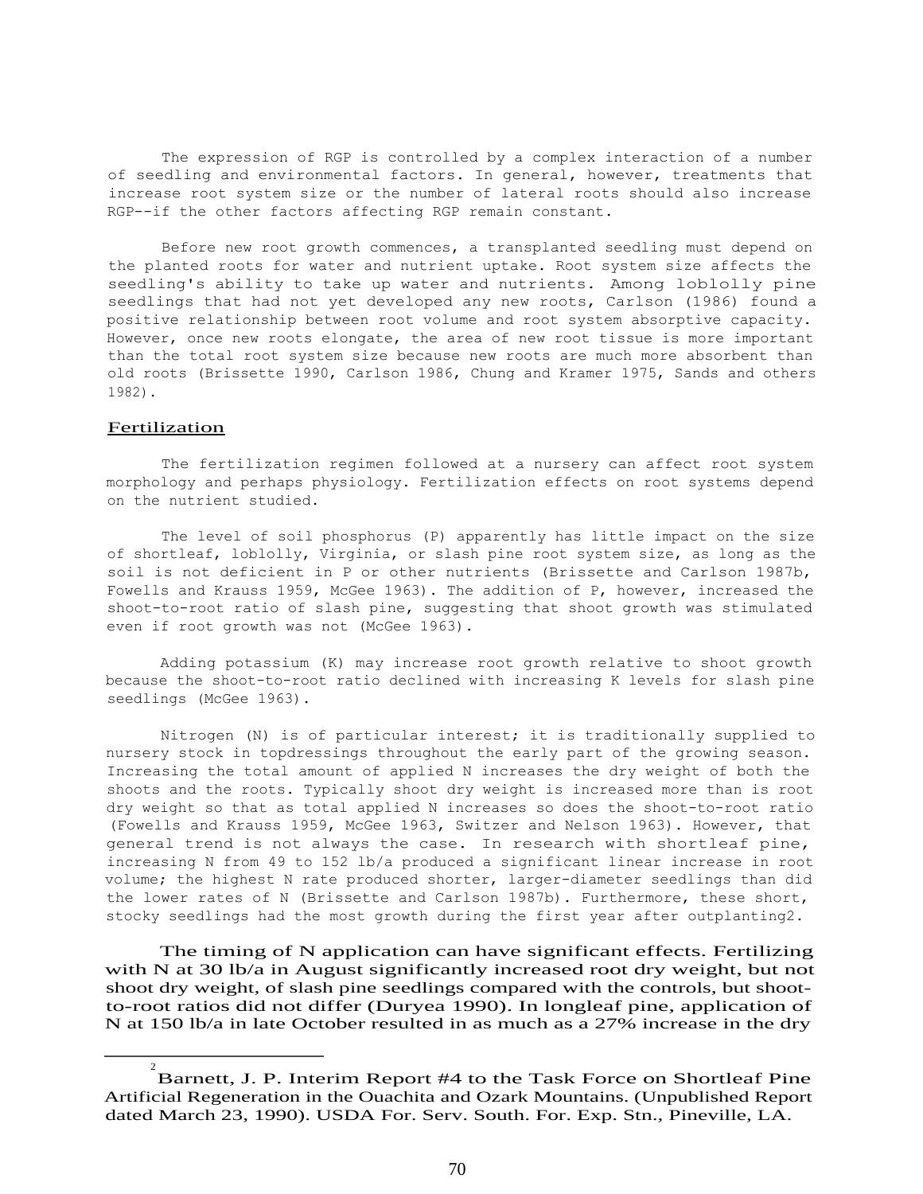The expression of RGP is controlled by a complex interaction of a number of seedling and environmental factors. In general, however, treatments that increase root system size or the number of lateral roots should also increase RGP--if the other factors affecting RGP remain constant.

Before new root growth commences, a transplanted seedling must depend on the planted roots for water and nutrient uptake. Root system size affects the seedling's ability to take up water and nutrients. Among loblolly pine seedlings that had not yet developed any new roots, Carlson (1986) found a positive relationship between root volume and root system absorptive capacity. However, once new roots elongate, the area of new root tissue is more important than the total root system size because new roots are much more absorbent than old roots (Brissette 1990, Carlson 1986, Chung and Kramer 1975, Sands and others 1982).

## Fertilization

The fertilization regimen followed at a nursery can affect root system morphology and perhaps physiology. Fertilization effects on root systems depend on the nutrient studied.

The level of soil phosphorus (P) apparently has little impact on the size of shortleaf, loblolly, Virginia, or slash pine root system size, as long as the soil is not deficient in P or other nutrients (Brissette and Carlson 1987b, Fowells and Krauss 1959, McGee 1963). The addition of P, however, increased the shoot-to-root ratio of slash pine, suggesting that shoot growth was stimulated even if root growth was not (McGee 1963).

Adding potassium (K) may increase root growth relative to shoot growth because the shoot-to-root ratio declined with increasing K levels for slash pine seedlings (McGee 1963).

Nitrogen (N) is of particular interest; it is traditionally supplied to nursery stock in topdressings throughout the early part of the growing season. Increasing the total amount of applied N increases the dry weight of both the shoots and the roots. Typically shoot dry weight is increased more than is root dry weight so that as total applied N increases so does the shoot-to-root ratio (Fowells and Krauss 1959, McGee 1963, Switzer and Nelson 1963). However, that general trend is not always the case. In research with shortleaf pine, increasing N from 49 to 152 lb/a produced a significant linear increase in root volume; the highest N rate produced shorter, larger-diameter seedlings than did the lower rates of N (Brissette and Carlson 1987b). Furthermore, these short, stocky seedlings had the most growth during the first year after outplanting[2].

The timing of N application can have significant effects. Fertilizing with N at 30 lb/a in August significantly increased root dry weight, but not shoot dry weight, of slash pine seedlings compared with the controls, but shoot-to-root ratios did not differ (Duryea 1990). In longleaf pine, application of N at 150 lb/a in late October resulted in as much as a 27% increase in the dry

---

[2] Barnett, J. P. Interim Report #4 to the Task Force on Shortleaf Pine Artificial Regeneration in the Ouachita and Ozark Mountains. (Unpublished Report dated March 23, 1990). USDA For. Serv. South. For. Exp. Stn., Pineville, LA.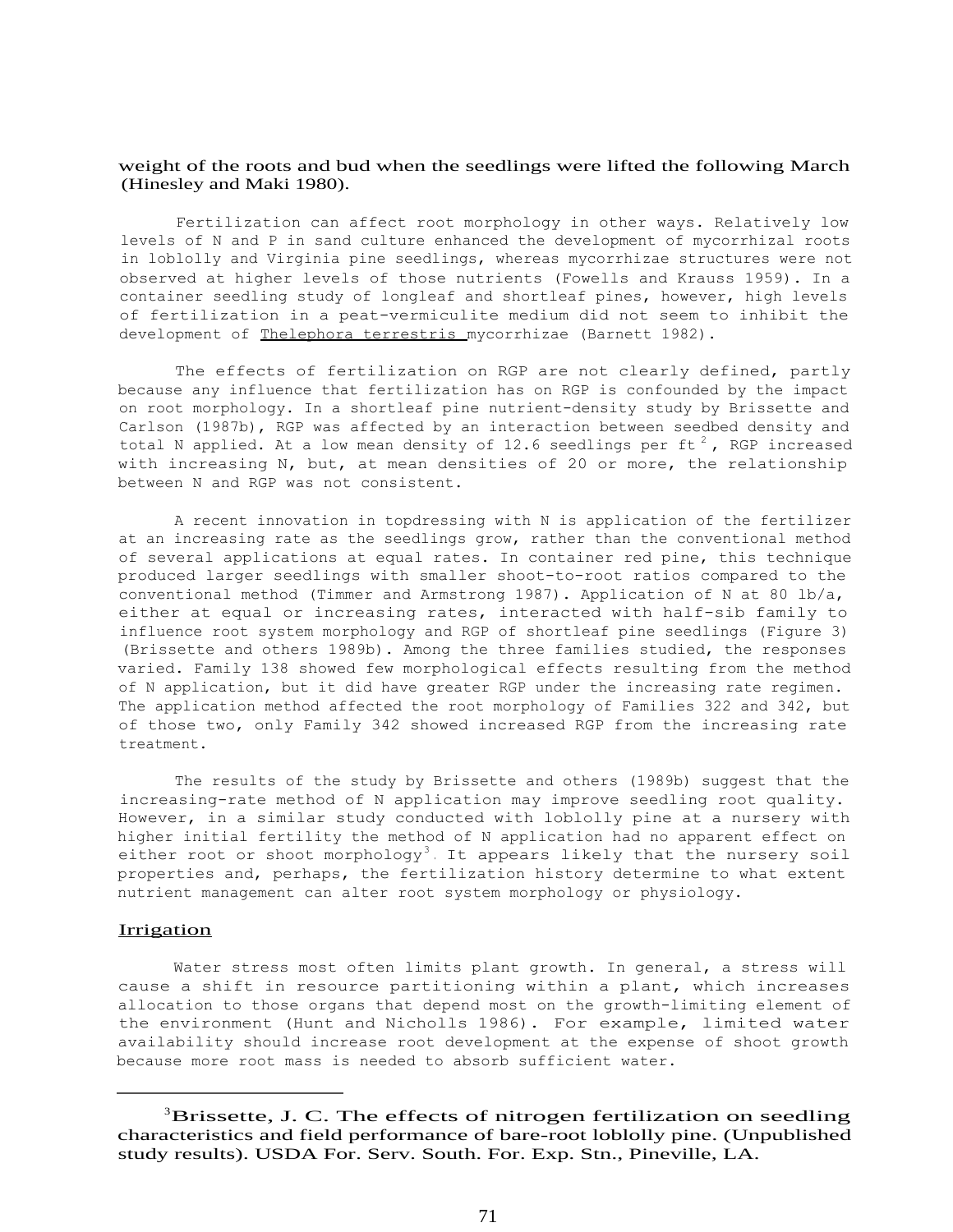weight of the roots and bud when the seedlings were lifted the following March (Hinesley and Maki 1980).

Fertilization can affect root morphology in other ways. Relatively low levels of N and P in sand culture enhanced the development of mycorrhizal roots in loblolly and Virginia pine seedlings, whereas mycorrhizae structures were not observed at higher levels of those nutrients (Fowells and Krauss 1959). In a container seedling study of longleaf and shortleaf pines, however, high levels of fertilization in a peat-vermiculite medium did not seem to inhibit the development of Thelephora terrestris mycorrhizae (Barnett 1982).

The effects of fertilization on RGP are not clearly defined, partly because any influence that fertilization has on RGP is confounded by the impact on root morphology. In a shortleaf pine nutrient-density study by Brissette and Carlson (1987b), RGP was affected by an interaction between seedbed density and total N applied. At a low mean density of 12.6 seedlings per ft$^2$, RGP increased with increasing N, but, at mean densities of 20 or more, the relationship between N and RGP was not consistent.

A recent innovation in topdressing with N is application of the fertilizer at an increasing rate as the seedlings grow, rather than the conventional method of several applications at equal rates. In container red pine, this technique produced larger seedlings with smaller shoot-to-root ratios compared to the conventional method (Timmer and Armstrong 1987). Application of N at 80 lb/a, either at equal or increasing rates, interacted with half-sib family to influence root system morphology and RGP of shortleaf pine seedlings (Figure 3) (Brissette and others 1989b). Among the three families studied, the responses varied. Family 138 showed few morphological effects resulting from the method of N application, but it did have greater RGP under the increasing rate regimen. The application method affected the root morphology of Families 322 and 342, but of those two, only Family 342 showed increased RGP from the increasing rate treatment.

The results of the study by Brissette and others (1989b) suggest that the increasing-rate method of N application may improve seedling root quality. However, in a similar study conducted with loblolly pine at a nursery with higher initial fertility the method of N application had no apparent effect on either root or shoot morphology[3]. It appears likely that the nursery soil properties and, perhaps, the fertilization history determine to what extent nutrient management can alter root system morphology or physiology.

## Irrigation

Water stress most often limits plant growth. In general, a stress will cause a shift in resource partitioning within a plant, which increases allocation to those organs that depend most on the growth-limiting element of the environment (Hunt and Nicholls 1986). For example, limited water availability should increase root development at the expense of shoot growth because more root mass is needed to absorb sufficient water.

---

[3]Brissette, J. C. The effects of nitrogen fertilization on seedling characteristics and field performance of bare-root loblolly pine. (Unpublished study results). USDA For. Serv. South. For. Exp. Stn., Pineville, LA.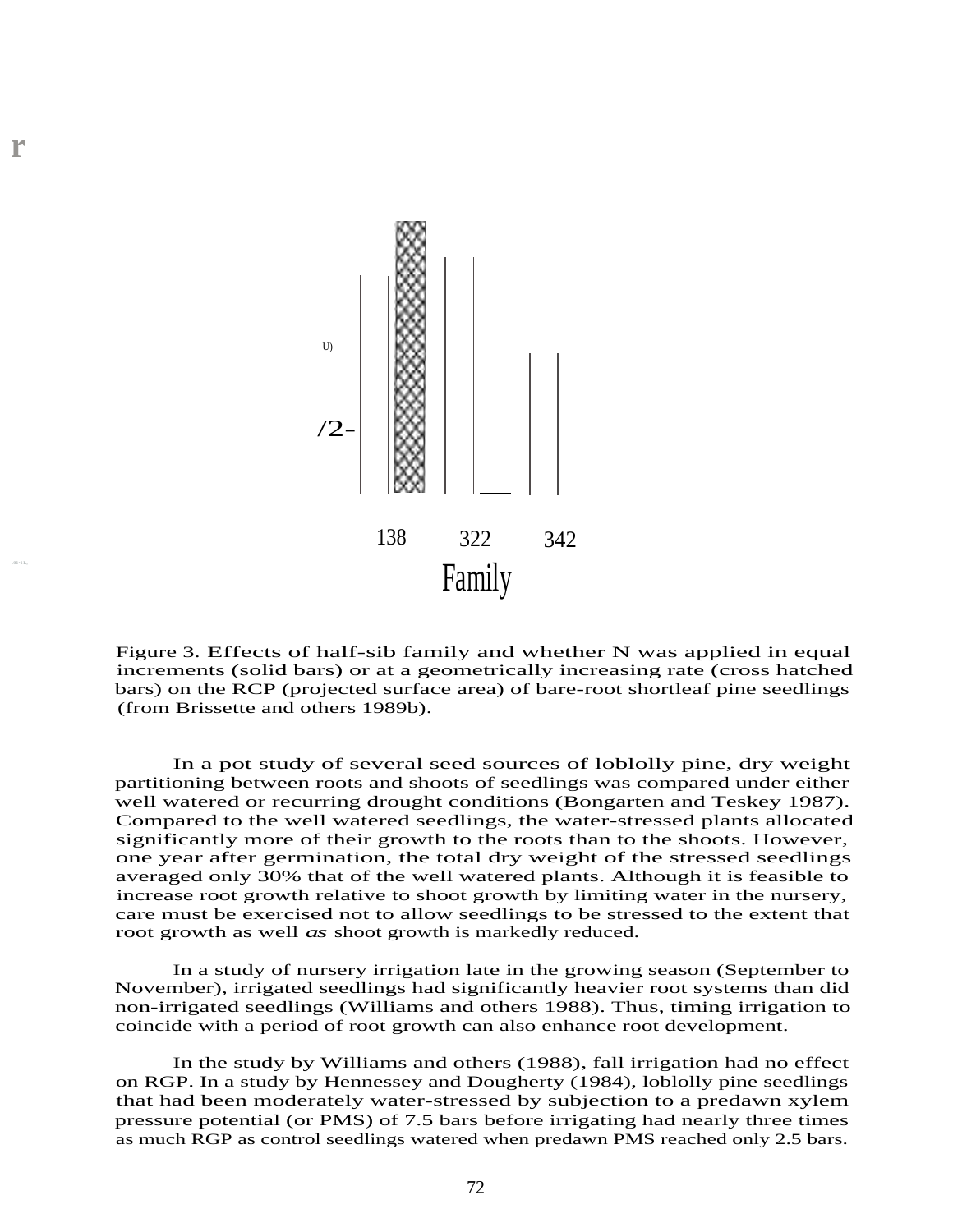Figure 3. Effects of half-sib family and whether N was applied in equal increments (solid bars) or at a geometrically increasing rate (cross hatched bars) on the RCP (projected surface area) of bare-root shortleaf pine seedlings (from Brissette and others 1989b).

In a pot study of several seed sources of loblolly pine, dry weight partitioning between roots and shoots of seedlings was compared under either well watered or recurring drought conditions (Bongarten and Teskey 1987). Compared to the well watered seedlings, the water-stressed plants allocated significantly more of their growth to the roots than to the shoots. However, one year after germination, the total dry weight of the stressed seedlings averaged only 30% that of the well watered plants. Although it is feasible to increase root growth relative to shoot growth by limiting water in the nursery, care must be exercised not to allow seedlings to be stressed to the extent that root growth as well *as* shoot growth is markedly reduced.

In a study of nursery irrigation late in the growing season (September to November), irrigated seedlings had significantly heavier root systems than did non-irrigated seedlings (Williams and others 1988). Thus, timing irrigation to coincide with a period of root growth can also enhance root development.

In the study by Williams and others (1988), fall irrigation had no effect on RGP. In a study by Hennessey and Dougherty (1984), loblolly pine seedlings that had been moderately water-stressed by subjection to a predawn xylem pressure potential (or PMS) of 7.5 bars before irrigating had nearly three times as much RGP as control seedlings watered when predawn PMS reached only 2.5 bars.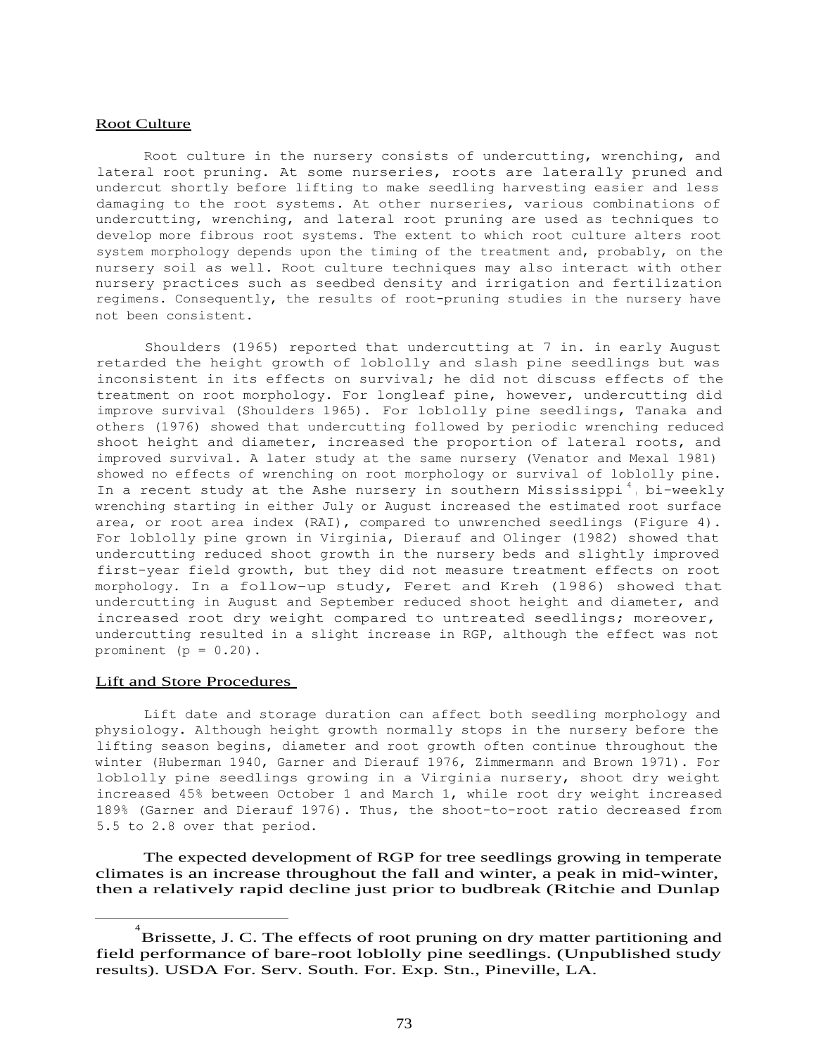## Root Culture

Root culture in the nursery consists of undercutting, wrenching, and lateral root pruning. At some nurseries, roots are laterally pruned and undercut shortly before lifting to make seedling harvesting easier and less damaging to the root systems. At other nurseries, various combinations of undercutting, wrenching, and lateral root pruning are used as techniques to develop more fibrous root systems. The extent to which root culture alters root system morphology depends upon the timing of the treatment and, probably, on the nursery soil as well. Root culture techniques may also interact with other nursery practices such as seedbed density and irrigation and fertilization regimens. Consequently, the results of root-pruning studies in the nursery have not been consistent.

Shoulders (1965) reported that undercutting at 7 in. in early August retarded the height growth of loblolly and slash pine seedlings but was inconsistent in its effects on survival; he did not discuss effects of the treatment on root morphology. For longleaf pine, however, undercutting did improve survival (Shoulders 1965). For loblolly pine seedlings, Tanaka and others (1976) showed that undercutting followed by periodic wrenching reduced shoot height and diameter, increased the proportion of lateral roots, and improved survival. A later study at the same nursery (Venator and Mexal 1981) showed no effects of wrenching on root morphology or survival of loblolly pine. In a recent study at the Ashe nursery in southern Mississippi[4], bi-weekly wrenching starting in either July or August increased the estimated root surface area, or root area index (RAI), compared to unwrenched seedlings (Figure 4). For loblolly pine grown in Virginia, Dierauf and Olinger (1982) showed that undercutting reduced shoot growth in the nursery beds and slightly improved first-year field growth, but they did not measure treatment effects on root morphology. In a follow-up study, Feret and Kreh (1986) showed that undercutting in August and September reduced shoot height and diameter, and increased root dry weight compared to untreated seedlings; moreover, undercutting resulted in a slight increase in RGP, although the effect was not prominent ($p = 0.20$).

## Lift and Store Procedures

Lift date and storage duration can affect both seedling morphology and physiology. Although height growth normally stops in the nursery before the lifting season begins, diameter and root growth often continue throughout the winter (Huberman 1940, Garner and Dierauf 1976, Zimmermann and Brown 1971). For loblolly pine seedlings growing in a Virginia nursery, shoot dry weight increased 45% between October 1 and March 1, while root dry weight increased 189% (Garner and Dierauf 1976). Thus, the shoot-to-root ratio decreased from 5.5 to 2.8 over that period.

The expected development of RGP for tree seedlings growing in temperate climates is an increase throughout the fall and winter, a peak in mid-winter, then a relatively rapid decline just prior to budbreak (Ritchie and Dunlap

---

[4] Brissette, J. C. The effects of root pruning on dry matter partitioning and field performance of bare-root loblolly pine seedlings. (Unpublished study results). USDA For. Serv. South. For. Exp. Stn., Pineville, LA.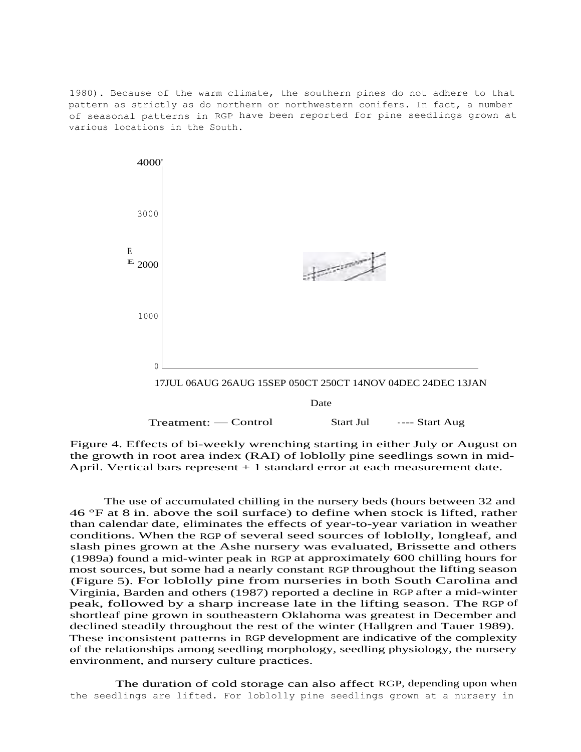1980). Because of the warm climate, the southern pines do not adhere to that pattern as strictly as do northern or northwestern conifers. In fact, a number of seasonal patterns in RGP have been reported for pine seedlings grown at various locations in the South.

Figure 4. Effects of bi-weekly wrenching starting in either July or August on the growth in root area index (RAI) of loblolly pine seedlings sown in mid-April. Vertical bars represent + 1 standard error at each measurement date.

The use of accumulated chilling in the nursery beds (hours between 32 and 46 °F at 8 in. above the soil surface) to define when stock is lifted, rather than calendar date, eliminates the effects of year-to-year variation in weather conditions. When the RGP of several seed sources of loblolly, longleaf, and slash pines grown at the Ashe nursery was evaluated, Brissette and others (1989a) found a mid-winter peak in RGP at approximately 600 chilling hours for most sources, but some had a nearly constant RGP throughout the lifting season (Figure 5). For loblolly pine from nurseries in both South Carolina and Virginia, Barden and others (1987) reported a decline in RGP after a mid-winter peak, followed by a sharp increase late in the lifting season. The RGP of shortleaf pine grown in southeastern Oklahoma was greatest in December and declined steadily throughout the rest of the winter (Hallgren and Tauer 1989). These inconsistent patterns in RGP development are indicative of the complexity of the relationships among seedling morphology, seedling physiology, the nursery environment, and nursery culture practices.

The duration of cold storage can also affect RGP, depending upon when the seedlings are lifted. For loblolly pine seedlings grown at a nursery in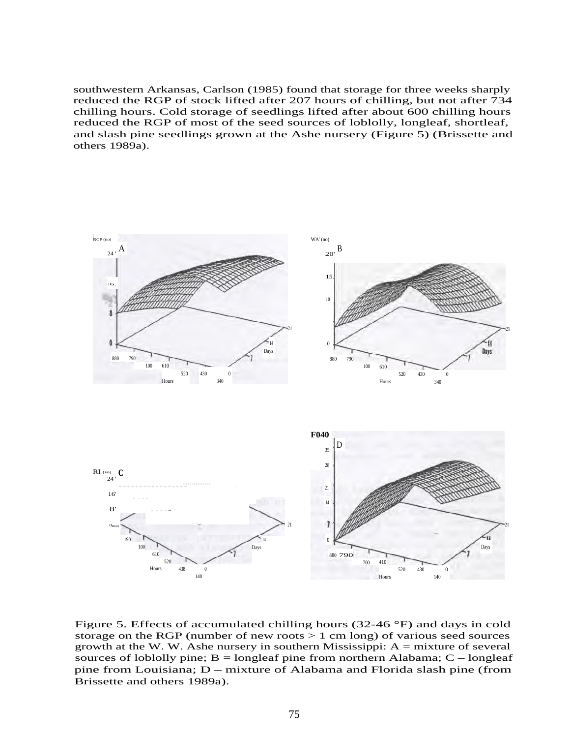southwestern Arkansas, Carlson (1985) found that storage for three weeks sharply reduced the RGP of stock lifted after 207 hours of chilling, but not after 734 chilling hours. Cold storage of seedlings lifted after about 600 chilling hours reduced the RGP of most of the seed sources of loblolly, longleaf, shortleaf, and slash pine seedlings grown at the Ashe nursery (Figure 5) (Brissette and others 1989a).

Figure 5. Effects of accumulated chilling hours (32-46 °F) and days in cold storage on the RGP (number of new roots > 1 cm long) of various seed sources growth at the W. W. Ashe nursery in southern Mississippi: A = mixture of several sources of loblolly pine; B = longleaf pine from northern Alabama; C – longleaf pine from Louisiana; D – mixture of Alabama and Florida slash pine (from Brissette and others 1989a).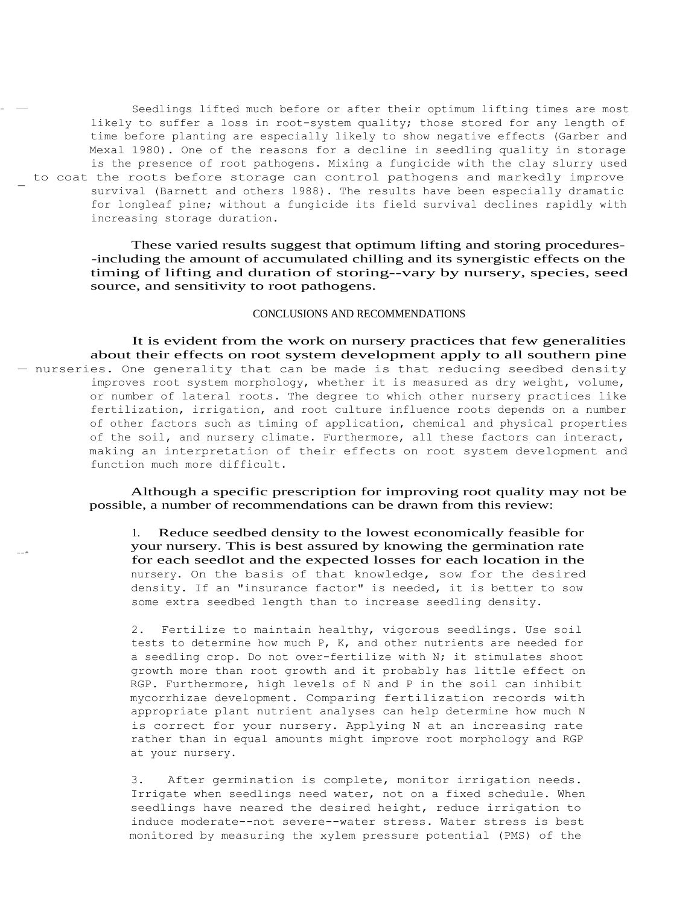Seedlings lifted much before or after their optimum lifting times are most likely to suffer a loss in root-system quality; those stored for any length of time before planting are especially likely to show negative effects (Garber and Mexal 1980). One of the reasons for a decline in seedling quality in storage is the presence of root pathogens. Mixing a fungicide with the clay slurry used to coat the roots before storage can control pathogens and markedly improve survival (Barnett and others 1988). The results have been especially dramatic for longleaf pine; without a fungicide its field survival declines rapidly with increasing storage duration.

These varied results suggest that optimum lifting and storing procedures--including the amount of accumulated chilling and its synergistic effects on the timing of lifting and duration of storing--vary by nursery, species, seed source, and sensitivity to root pathogens.

## CONCLUSIONS AND RECOMMENDATIONS

It is evident from the work on nursery practices that few generalities about their effects on root system development apply to all southern pine nurseries. One generality that can be made is that reducing seedbed density improves root system morphology, whether it is measured as dry weight, volume, or number of lateral roots. The degree to which other nursery practices like fertilization, irrigation, and root culture influence roots depends on a number of other factors such as timing of application, chemical and physical properties of the soil, and nursery climate. Furthermore, all these factors can interact, making an interpretation of their effects on root system development and function much more difficult.

Although a specific prescription for improving root quality may not be possible, a number of recommendations can be drawn from this review:

1. Reduce seedbed density to the lowest economically feasible for your nursery. This is best assured by knowing the germination rate for each seedlot and the expected losses for each location in the nursery. On the basis of that knowledge, sow for the desired density. If an "insurance factor" is needed, it is better to sow some extra seedbed length than to increase seedling density.

2. Fertilize to maintain healthy, vigorous seedlings. Use soil tests to determine how much P, K, and other nutrients are needed for a seedling crop. Do not over-fertilize with N; it stimulates shoot growth more than root growth and it probably has little effect on RGP. Furthermore, high levels of N and P in the soil can inhibit mycorrhizae development. Comparing fertilization records with appropriate plant nutrient analyses can help determine how much N is correct for your nursery. Applying N at an increasing rate rather than in equal amounts might improve root morphology and RGP at your nursery.

3. After germination is complete, monitor irrigation needs. Irrigate when seedlings need water, not on a fixed schedule. When seedlings have neared the desired height, reduce irrigation to induce moderate--not severe--water stress. Water stress is best monitored by measuring the xylem pressure potential (PMS) of the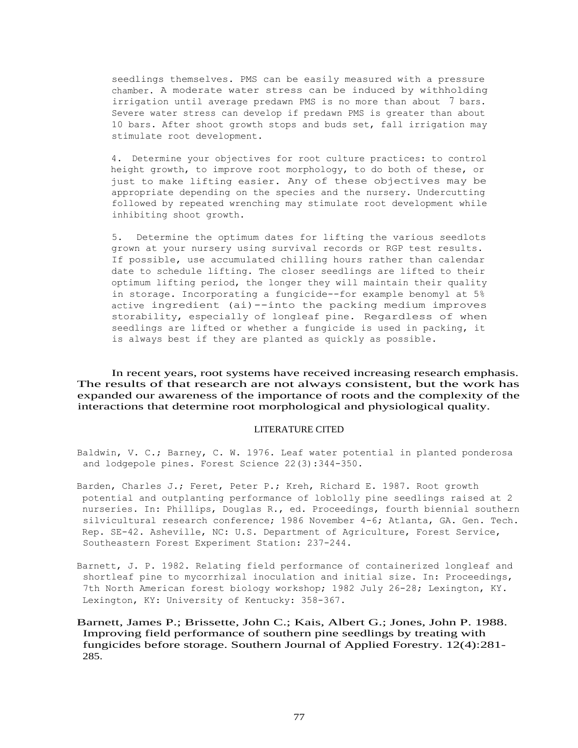seedlings themselves. PMS can be easily measured with a pressure chamber. A moderate water stress can be induced by withholding irrigation until average predawn PMS is no more than about 7 bars. Severe water stress can develop if predawn PMS is greater than about 10 bars. After shoot growth stops and buds set, fall irrigation may stimulate root development.

4. Determine your objectives for root culture practices: to control height growth, to improve root morphology, to do both of these, or just to make lifting easier. Any of these objectives may be appropriate depending on the species and the nursery. Undercutting followed by repeated wrenching may stimulate root development while inhibiting shoot growth.

5. Determine the optimum dates for lifting the various seedlots grown at your nursery using survival records or RGP test results. If possible, use accumulated chilling hours rather than calendar date to schedule lifting. The closer seedlings are lifted to their optimum lifting period, the longer they will maintain their quality in storage. Incorporating a fungicide--for example benomyl at 5% active ingredient (ai)--into the packing medium improves storability, especially of longleaf pine. Regardless of when seedlings are lifted or whether a fungicide is used in packing, it is always best if they are planted as quickly as possible.

In recent years, root systems have received increasing research emphasis. The results of that research are not always consistent, but the work has expanded our awareness of the importance of roots and the complexity of the interactions that determine root morphological and physiological quality.

## LITERATURE CITED

Baldwin, V. C.; Barney, C. W. 1976. Leaf water potential in planted ponderosa and lodgepole pines. Forest Science 22(3):344-350.

Barden, Charles J.; Feret, Peter P.; Kreh, Richard E. 1987. Root growth potential and outplanting performance of loblolly pine seedlings raised at 2 nurseries. In: Phillips, Douglas R., ed. Proceedings, fourth biennial southern silvicultural research conference; 1986 November 4-6; Atlanta, GA. Gen. Tech. Rep. SE-42. Asheville, NC: U.S. Department of Agriculture, Forest Service, Southeastern Forest Experiment Station: 237-244.

Barnett, J. P. 1982. Relating field performance of containerized longleaf and shortleaf pine to mycorrhizal inoculation and initial size. In: Proceedings, 7th North American forest biology workshop; 1982 July 26-28; Lexington, KY. Lexington, KY: University of Kentucky: 358-367.

Barnett, James P.; Brissette, John C.; Kais, Albert G.; Jones, John P. 1988. Improving field performance of southern pine seedlings by treating with fungicides before storage. Southern Journal of Applied Forestry. 12(4):281-285.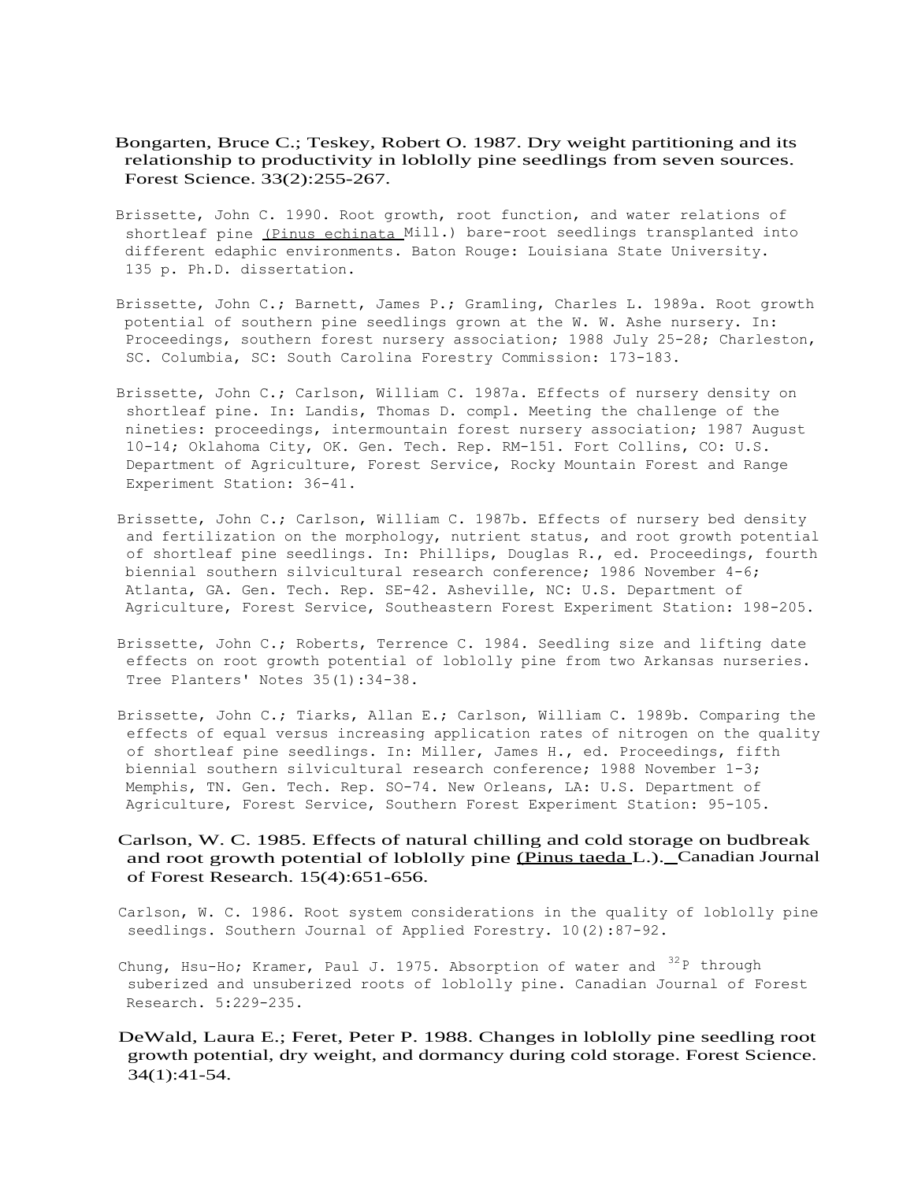Bongarten, Bruce C.; Teskey, Robert O. 1987. Dry weight partitioning and its relationship to productivity in loblolly pine seedlings from seven sources. Forest Science. 33(2):255-267.

Brissette, John C. 1990. Root growth, root function, and water relations of shortleaf pine (Pinus echinata Mill.) bare-root seedlings transplanted into different edaphic environments. Baton Rouge: Louisiana State University. 135 p. Ph.D. dissertation.

Brissette, John C.; Barnett, James P.; Gramling, Charles L. 1989a. Root growth potential of southern pine seedlings grown at the W. W. Ashe nursery. In: Proceedings, southern forest nursery association; 1988 July 25-28; Charleston, SC. Columbia, SC: South Carolina Forestry Commission: 173-183.

Brissette, John C.; Carlson, William C. 1987a. Effects of nursery density on shortleaf pine. In: Landis, Thomas D. compl. Meeting the challenge of the nineties: proceedings, intermountain forest nursery association; 1987 August 10-14; Oklahoma City, OK. Gen. Tech. Rep. RM-151. Fort Collins, CO: U.S. Department of Agriculture, Forest Service, Rocky Mountain Forest and Range Experiment Station: 36-41.

Brissette, John C.; Carlson, William C. 1987b. Effects of nursery bed density and fertilization on the morphology, nutrient status, and root growth potential of shortleaf pine seedlings. In: Phillips, Douglas R., ed. Proceedings, fourth biennial southern silvicultural research conference; 1986 November 4-6; Atlanta, GA. Gen. Tech. Rep. SE-42. Asheville, NC: U.S. Department of Agriculture, Forest Service, Southeastern Forest Experiment Station: 198-205.

Brissette, John C.; Roberts, Terrence C. 1984. Seedling size and lifting date effects on root growth potential of loblolly pine from two Arkansas nurseries. Tree Planters' Notes 35(1):34-38.

Brissette, John C.; Tiarks, Allan E.; Carlson, William C. 1989b. Comparing the effects of equal versus increasing application rates of nitrogen on the quality of shortleaf pine seedlings. In: Miller, James H., ed. Proceedings, fifth biennial southern silvicultural research conference; 1988 November 1-3; Memphis, TN. Gen. Tech. Rep. SO-74. New Orleans, LA: U.S. Department of Agriculture, Forest Service, Southern Forest Experiment Station: 95-105.

Carlson, W. C. 1985. Effects of natural chilling and cold storage on budbreak and root growth potential of loblolly pine (Pinus taeda L.). Canadian Journal of Forest Research. 15(4):651-656.

Carlson, W. C. 1986. Root system considerations in the quality of loblolly pine seedlings. Southern Journal of Applied Forestry. 10(2):87-92.

Chung, Hsu-Ho; Kramer, Paul J. 1975. Absorption of water and $^{32}P$ through suberized and unsuberized roots of loblolly pine. Canadian Journal of Forest Research. 5:229-235.

DeWald, Laura E.; Feret, Peter P. 1988. Changes in loblolly pine seedling root growth potential, dry weight, and dormancy during cold storage. Forest Science. 34(1):41-54.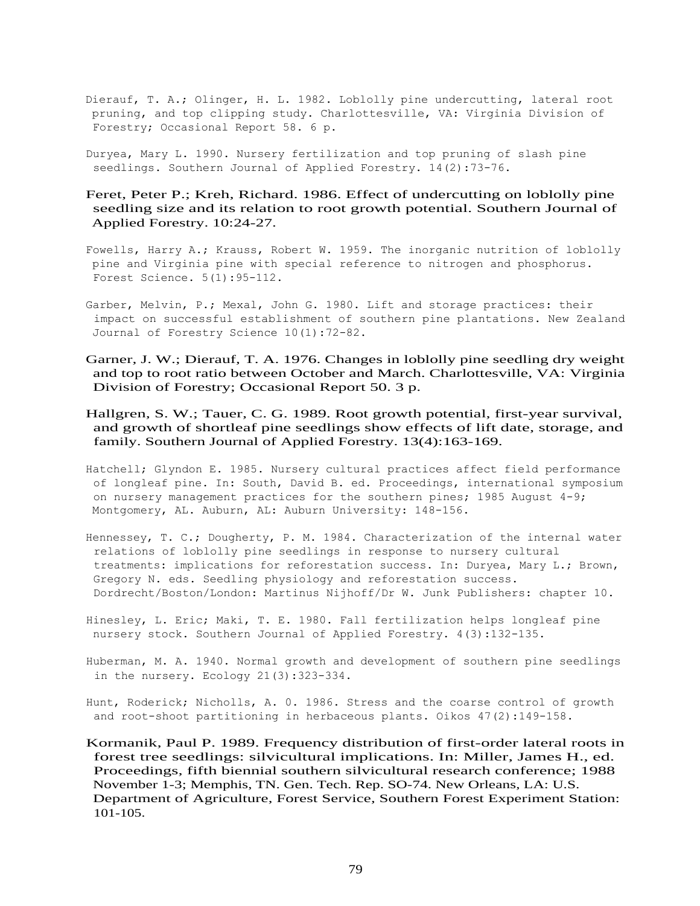Dierauf, T. A.; Olinger, H. L. 1982. Loblolly pine undercutting, lateral root pruning, and top clipping study. Charlottesville, VA: Virginia Division of Forestry; Occasional Report 58. 6 p.

Duryea, Mary L. 1990. Nursery fertilization and top pruning of slash pine seedlings. Southern Journal of Applied Forestry. 14(2):73-76.

Feret, Peter P.; Kreh, Richard. 1986. Effect of undercutting on loblolly pine seedling size and its relation to root growth potential. Southern Journal of Applied Forestry. 10:24-27.

Fowells, Harry A.; Krauss, Robert W. 1959. The inorganic nutrition of loblolly pine and Virginia pine with special reference to nitrogen and phosphorus. Forest Science. 5(1):95-112.

Garber, Melvin, P.; Mexal, John G. 1980. Lift and storage practices: their impact on successful establishment of southern pine plantations. New Zealand Journal of Forestry Science 10(1):72-82.

Garner, J. W.; Dierauf, T. A. 1976. Changes in loblolly pine seedling dry weight and top to root ratio between October and March. Charlottesville, VA: Virginia Division of Forestry; Occasional Report 50. 3 p.

Hallgren, S. W.; Tauer, C. G. 1989. Root growth potential, first-year survival, and growth of shortleaf pine seedlings show effects of lift date, storage, and family. Southern Journal of Applied Forestry. 13(4):163-169.

Hatchell; Glyndon E. 1985. Nursery cultural practices affect field performance of longleaf pine. In: South, David B. ed. Proceedings, international symposium on nursery management practices for the southern pines; 1985 August 4-9; Montgomery, AL. Auburn, AL: Auburn University: 148-156.

Hennessey, T. C.; Dougherty, P. M. 1984. Characterization of the internal water relations of loblolly pine seedlings in response to nursery cultural treatments: implications for reforestation success. In: Duryea, Mary L.; Brown, Gregory N. eds. Seedling physiology and reforestation success. Dordrecht/Boston/London: Martinus Nijhoff/Dr W. Junk Publishers: chapter 10.

Hinesley, L. Eric; Maki, T. E. 1980. Fall fertilization helps longleaf pine nursery stock. Southern Journal of Applied Forestry. 4(3):132-135.

Huberman, M. A. 1940. Normal growth and development of southern pine seedlings in the nursery. Ecology 21(3):323-334.

Hunt, Roderick; Nicholls, A. 0. 1986. Stress and the coarse control of growth and root-shoot partitioning in herbaceous plants. Oikos 47(2):149-158.

Kormanik, Paul P. 1989. Frequency distribution of first-order lateral roots in forest tree seedlings: silvicultural implications. In: Miller, James H., ed. Proceedings, fifth biennial southern silvicultural research conference; 1988 November 1-3; Memphis, TN. Gen. Tech. Rep. SO-74. New Orleans, LA: U.S. Department of Agriculture, Forest Service, Southern Forest Experiment Station: 101-105.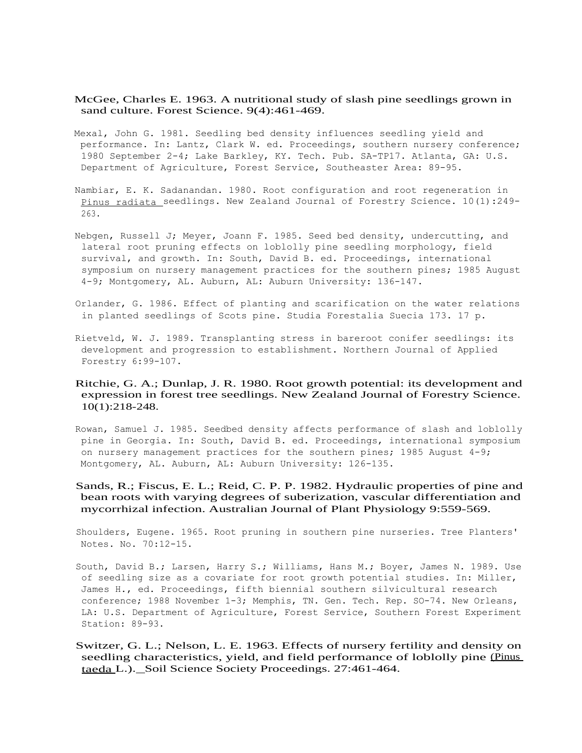McGee, Charles E. 1963. A nutritional study of slash pine seedlings grown in sand culture. Forest Science. 9(4):461-469.

Mexal, John G. 1981. Seedling bed density influences seedling yield and performance. In: Lantz, Clark W. ed. Proceedings, southern nursery conference; 1980 September 2-4; Lake Barkley, KY. Tech. Pub. SA-TP17. Atlanta, GA: U.S. Department of Agriculture, Forest Service, Southeaster Area: 89-95.

Nambiar, E. K. Sadanandan. 1980. Root configuration and root regeneration in *Pinus radiata* seedlings. New Zealand Journal of Forestry Science. 10(1):249-263.

Nebgen, Russell J; Meyer, Joann F. 1985. Seed bed density, undercutting, and lateral root pruning effects on loblolly pine seedling morphology, field survival, and growth. In: South, David B. ed. Proceedings, international symposium on nursery management practices for the southern pines; 1985 August 4-9; Montgomery, AL. Auburn, AL: Auburn University: 136-147.

Orlander, G. 1986. Effect of planting and scarification on the water relations in planted seedlings of Scots pine. Studia Forestalia Suecia 173. 17 p.

Rietveld, W. J. 1989. Transplanting stress in bareroot conifer seedlings: its development and progression to establishment. Northern Journal of Applied Forestry 6:99-107.

Ritchie, G. A.; Dunlap, J. R. 1980. Root growth potential: its development and expression in forest tree seedlings. New Zealand Journal of Forestry Science. 10(1):218-248.

Rowan, Samuel J. 1985. Seedbed density affects performance of slash and loblolly pine in Georgia. In: South, David B. ed. Proceedings, international symposium on nursery management practices for the southern pines; 1985 August 4-9; Montgomery, AL. Auburn, AL: Auburn University: 126-135.

Sands, R.; Fiscus, E. L.; Reid, C. P. P. 1982. Hydraulic properties of pine and bean roots with varying degrees of suberization, vascular differentiation and mycorrhizal infection. Australian Journal of Plant Physiology 9:559-569.

Shoulders, Eugene. 1965. Root pruning in southern pine nurseries. Tree Planters' Notes. No. 70:12-15.

South, David B.; Larsen, Harry S.; Williams, Hans M.; Boyer, James N. 1989. Use of seedling size as a covariate for root growth potential studies. In: Miller, James H., ed. Proceedings, fifth biennial southern silvicultural research conference; 1988 November 1-3; Memphis, TN. Gen. Tech. Rep. SO-74. New Orleans, LA: U.S. Department of Agriculture, Forest Service, Southern Forest Experiment Station: 89-93.

Switzer, G. L.; Nelson, L. E. 1963. Effects of nursery fertility and density on seedling characteristics, yield, and field performance of loblolly pine (*Pinus taeda* L.). Soil Science Society Proceedings. 27:461-464.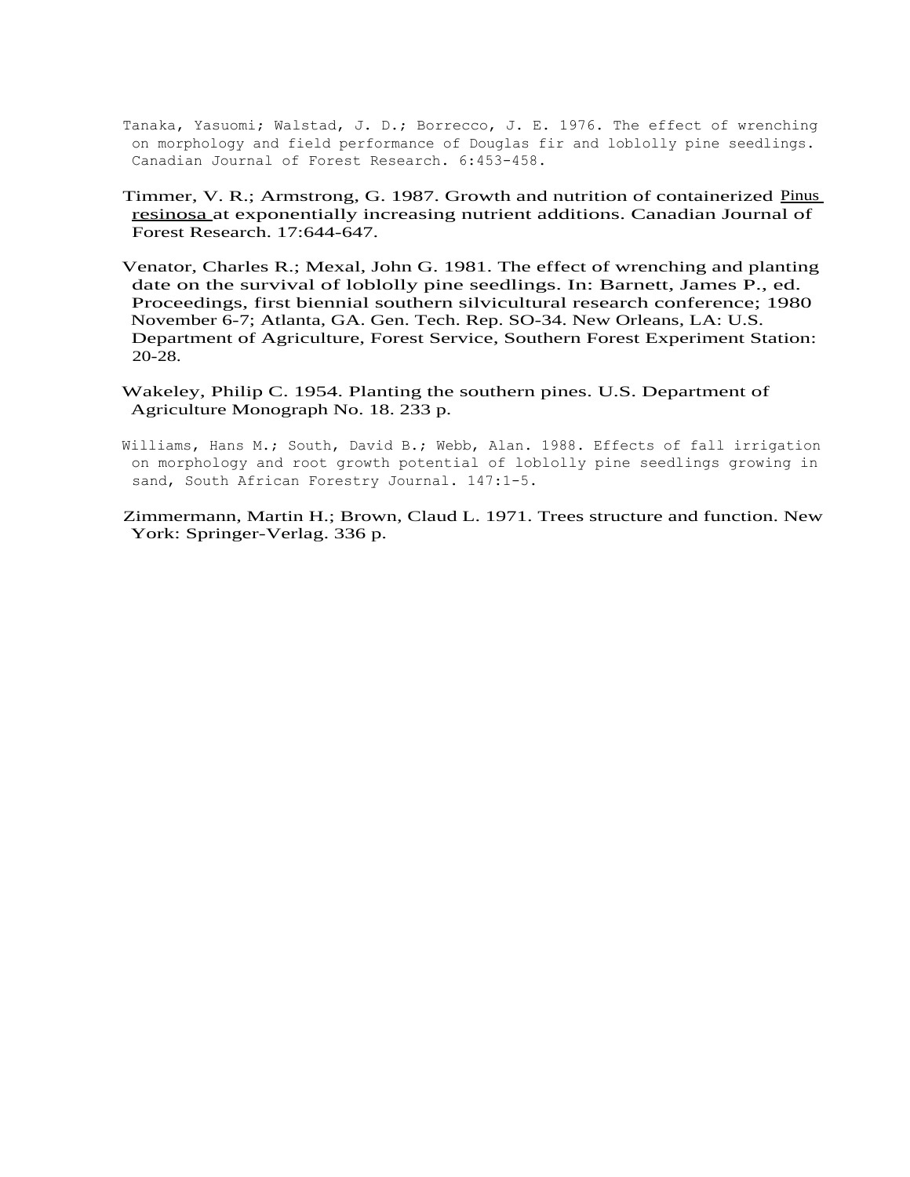Tanaka, Yasuomi; Walstad, J. D.; Borrecco, J. E. 1976. The effect of wrenching on morphology and field performance of Douglas fir and loblolly pine seedlings. Canadian Journal of Forest Research. 6:453-458.

Timmer, V. R.; Armstrong, G. 1987. Growth and nutrition of containerized Pinus resinosa at exponentially increasing nutrient additions. Canadian Journal of Forest Research. 17:644-647.

Venator, Charles R.; Mexal, John G. 1981. The effect of wrenching and planting date on the survival of loblolly pine seedlings. In: Barnett, James P., ed. Proceedings, first biennial southern silvicultural research conference; 1980 November 6-7; Atlanta, GA. Gen. Tech. Rep. SO-34. New Orleans, LA: U.S. Department of Agriculture, Forest Service, Southern Forest Experiment Station: 20-28.

Wakeley, Philip C. 1954. Planting the southern pines. U.S. Department of Agriculture Monograph No. 18. 233 p.

Williams, Hans M.; South, David B.; Webb, Alan. 1988. Effects of fall irrigation on morphology and root growth potential of loblolly pine seedlings growing in sand, South African Forestry Journal. 147:1-5.

Zimmermann, Martin H.; Brown, Claud L. 1971. Trees structure and function. New York: Springer-Verlag. 336 p.